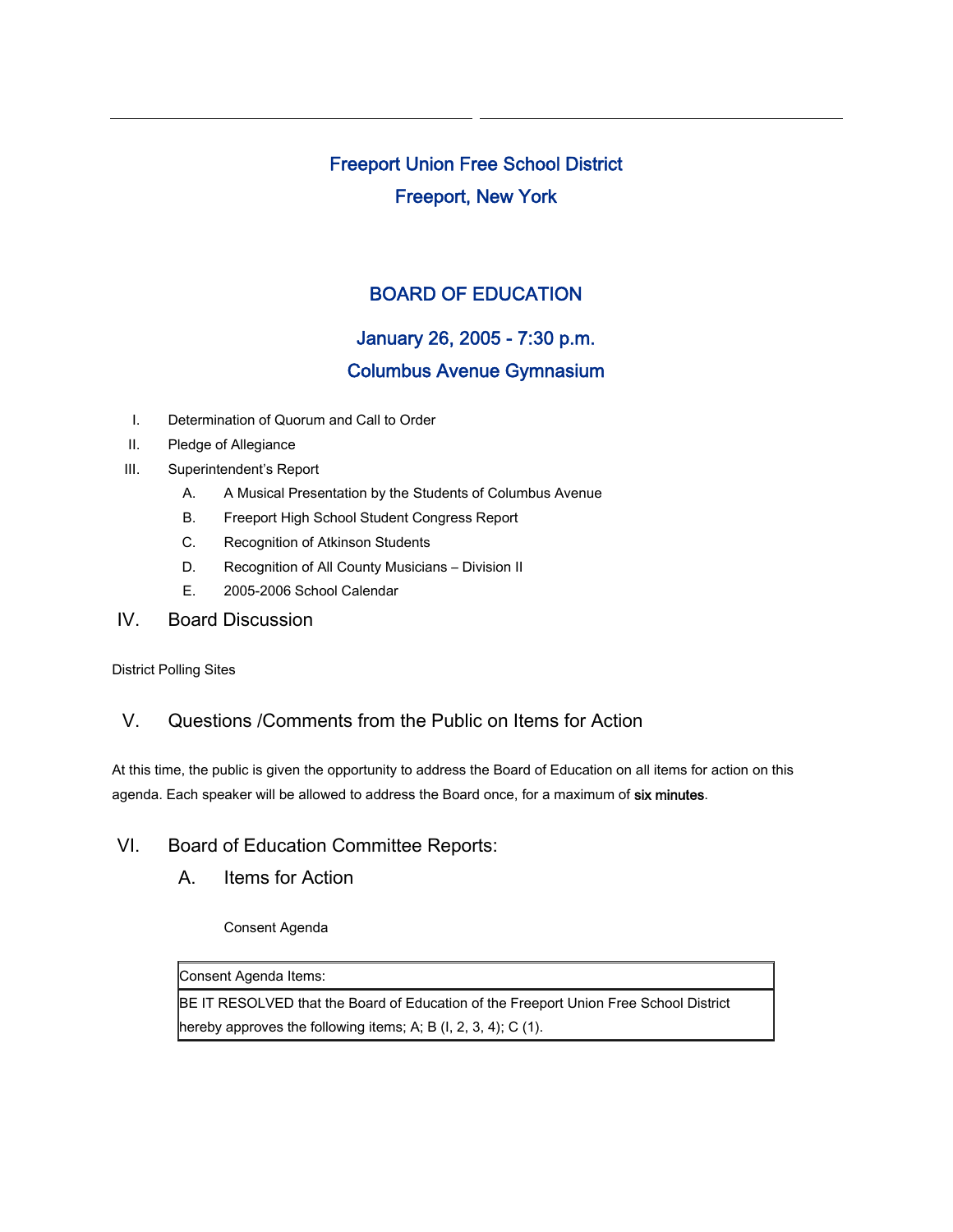# Freeport Union Free School District

# Freeport, New York

## BOARD OF EDUCATION

## January 26, 2005 - 7:30 p.m.

## Columbus Avenue Gymnasium

I. Determination of Quorum and Call to Order

II. Pledge of Allegiance

III. Superintendent's Report

   A. A Musical Presentation by the Students of Columbus Avenue

   B. Freeport High School Student Congress Report

   C. Recognition of Atkinson Students

   D. Recognition of All County Musicians – Division II

   E. 2005-2006 School Calendar

### IV. Board Discussion

District Polling Sites

### V. Questions /Comments from the Public on Items for Action

At this time, the public is given the opportunity to address the Board of Education on all items for action on this agenda. Each speaker will be allowed to address the Board once, for a maximum of **six minutes**.

### VI. Board of Education Committee Reports:

#### A. Items for Action

Consent Agenda

| Consent Agenda Items: |
|---|
| BE IT RESOLVED that the Board of Education of the Freeport Union Free School District hereby approves the following items; A; B (I, 2, 3, 4); C (1). |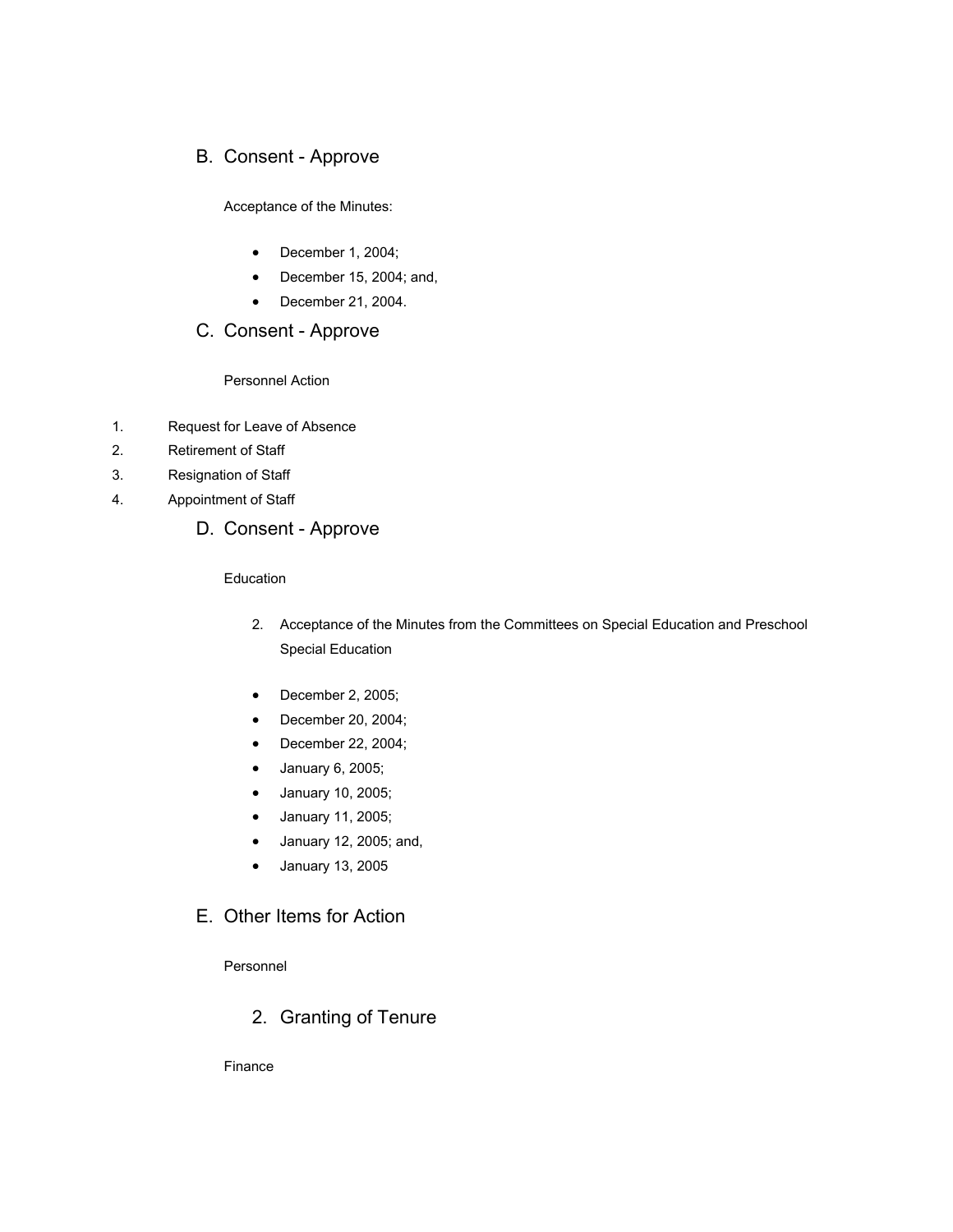## B. Consent - Approve

Acceptance of the Minutes:

- December 1, 2004;
- December 15, 2004; and,
- December 21, 2004.

## C. Consent - Approve

Personnel Action

1. Request for Leave of Absence
2. Retirement of Staff
3. Resignation of Staff
4. Appointment of Staff

## D. Consent - Approve

Education

2. Acceptance of the Minutes from the Committees on Special Education and Preschool Special Education

- December 2, 2005;
- December 20, 2004;
- December 22, 2004;
- January 6, 2005;
- January 10, 2005;
- January 11, 2005;
- January 12, 2005; and,
- January 13, 2005

## E. Other Items for Action

Personnel

### 2. Granting of Tenure

Finance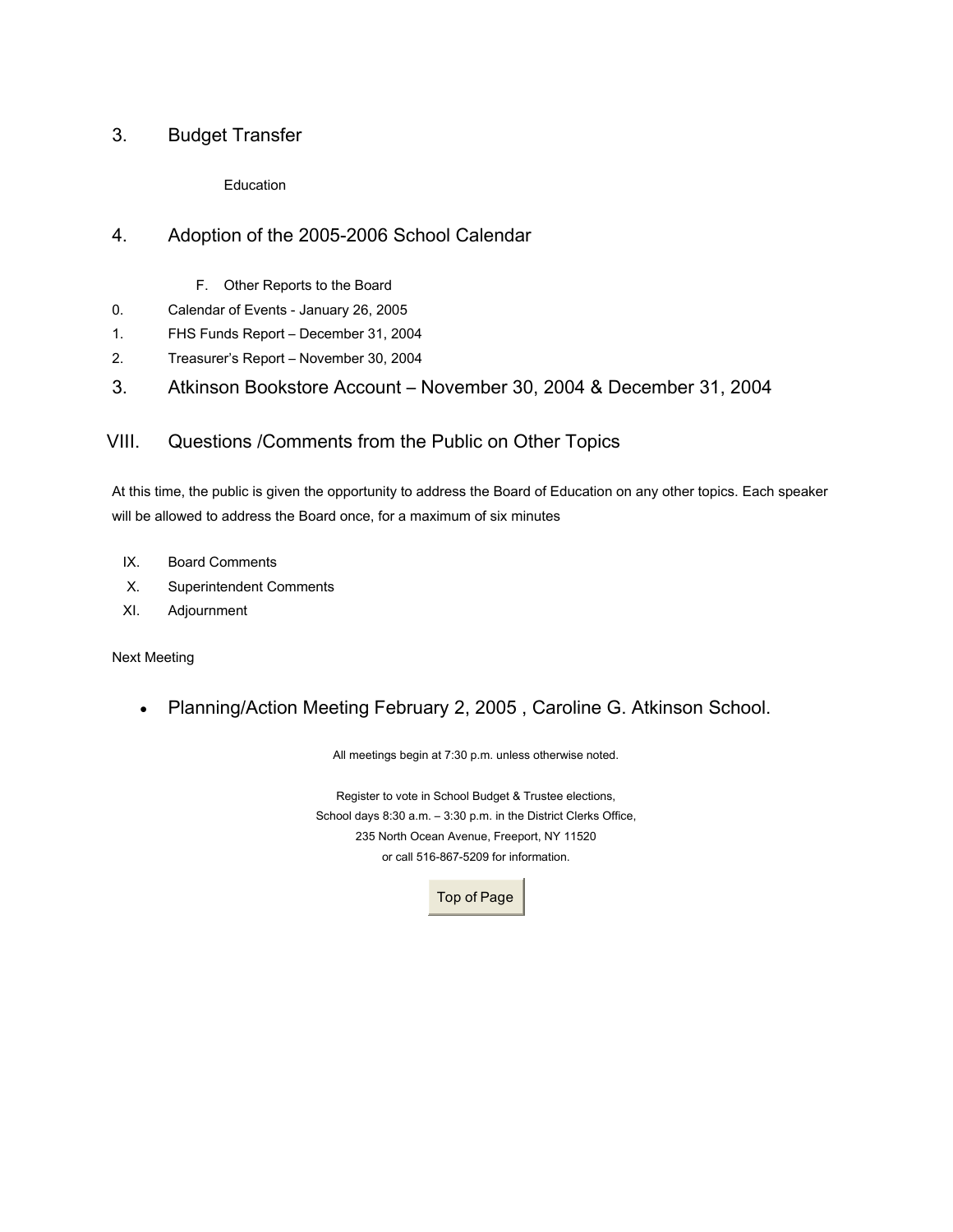3. Budget Transfer

Education

4. Adoption of the 2005-2006 School Calendar

F. Other Reports to the Board

0. Calendar of Events - January 26, 2005
1. FHS Funds Report – December 31, 2004
2. Treasurer's Report – November 30, 2004
3. Atkinson Bookstore Account – November 30, 2004 & December 31, 2004

VIII. Questions /Comments from the Public on Other Topics

At this time, the public is given the opportunity to address the Board of Education on any other topics. Each speaker will be allowed to address the Board once, for a maximum of six minutes

IX. Board Comments

X. Superintendent Comments

XI. Adjournment

Next Meeting

- Planning/Action Meeting February 2, 2005 , Caroline G. Atkinson School.

All meetings begin at 7:30 p.m. unless otherwise noted.

Register to vote in School Budget & Trustee elections,
School days 8:30 a.m. – 3:30 p.m. in the District Clerks Office,
235 North Ocean Avenue, Freeport, NY 11520
or call 516-867-5209 for information.

Top of Page